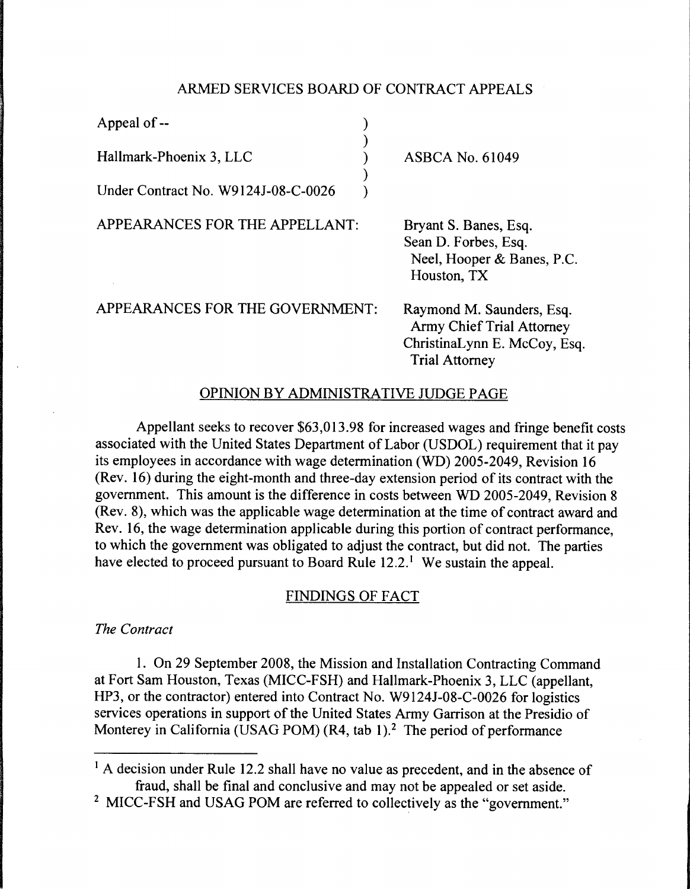ARMED SERVICES BOARD OF CONTRACT APPEALS

| | | |
|---|---|---|
| Appeal of -- | ) | |
| | ) | |
| Hallmark-Phoenix 3, LLC | ) | ASBCA No. 61049 |
| | ) | |
| Under Contract No. W9124J-08-C-0026 | ) | |

APPEARANCES FOR THE APPELLANT: Bryant S. Banes, Esq.
Sean D. Forbes, Esq.
Neel, Hooper & Banes, P.C.
Houston, TX

APPEARANCES FOR THE GOVERNMENT: Raymond M. Saunders, Esq.
Army Chief Trial Attorney
ChristinaLynn E. McCoy, Esq.
Trial Attorney

OPINION BY ADMINISTRATIVE JUDGE PAGE

Appellant seeks to recover $63,013.98 for increased wages and fringe benefit costs associated with the United States Department of Labor (USDOL) requirement that it pay its employees in accordance with wage determination (WD) 2005-2049, Revision 16 (Rev. 16) during the eight-month and three-day extension period of its contract with the government. This amount is the difference in costs between WD 2005-2049, Revision 8 (Rev. 8), which was the applicable wage determination at the time of contract award and Rev. 16, the wage determination applicable during this portion of contract performance, to which the government was obligated to adjust the contract, but did not. The parties have elected to proceed pursuant to Board Rule 12.2.[1] We sustain the appeal.

FINDINGS OF FACT

*The Contract*

1. On 29 September 2008, the Mission and Installation Contracting Command at Fort Sam Houston, Texas (MICC-FSH) and Hallmark-Phoenix 3, LLC (appellant, HP3, or the contractor) entered into Contract No. W9124J-08-C-0026 for logistics services operations in support of the United States Army Garrison at the Presidio of Monterey in California (USAG POM) (R4, tab 1).[2] The period of performance

[1] A decision under Rule 12.2 shall have no value as precedent, and in the absence of fraud, shall be final and conclusive and may not be appealed or set aside.

[2] MICC-FSH and USAG POM are referred to collectively as the "government."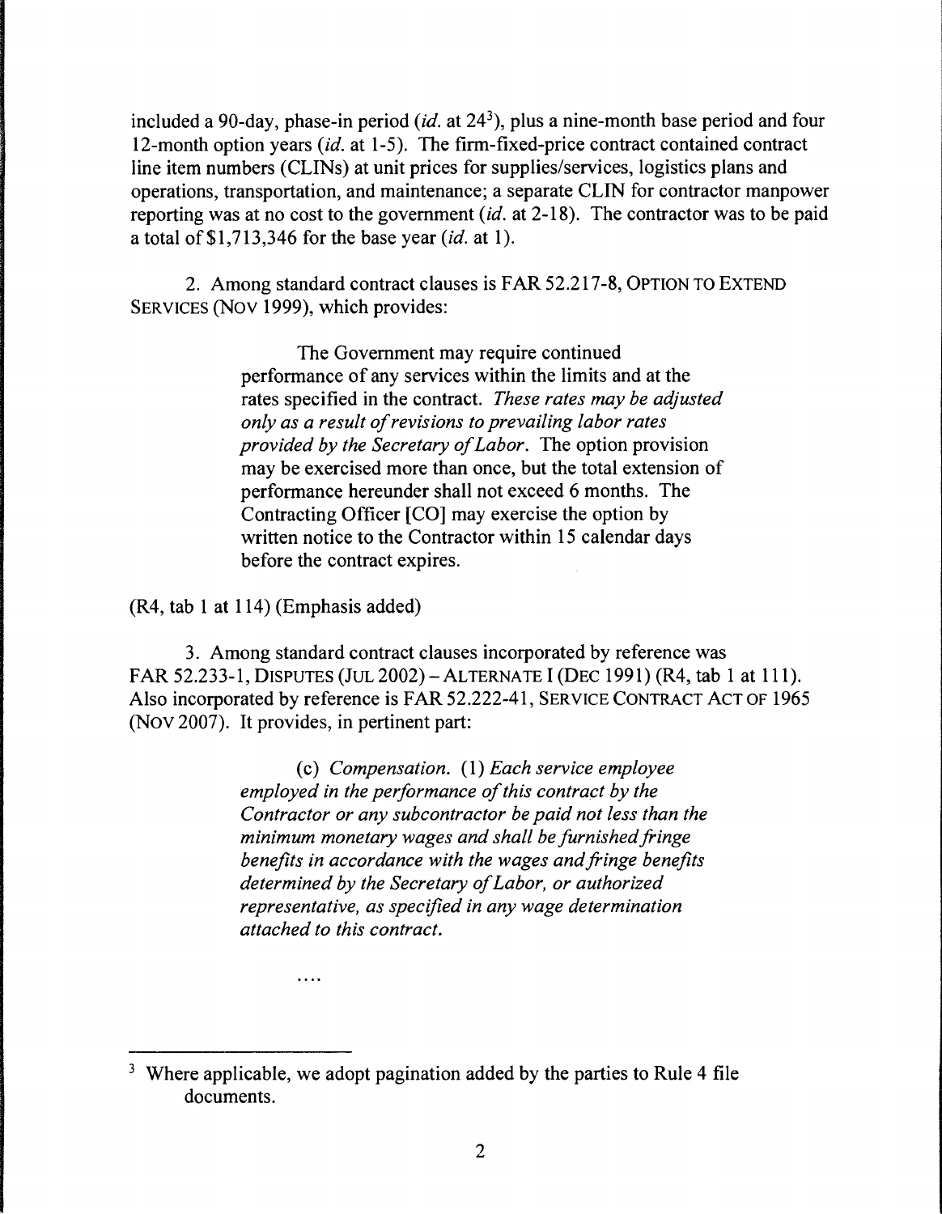included a 90-day, phase-in period (*id.* at 24[3]), plus a nine-month base period and four 12-month option years (*id.* at 1-5). The firm-fixed-price contract contained contract line item numbers (CLINs) at unit prices for supplies/services, logistics plans and operations, transportation, and maintenance; a separate CLIN for contractor manpower reporting was at no cost to the government (*id.* at 2-18). The contractor was to be paid a total of $1,713,346 for the base year (*id.* at 1).

2. Among standard contract clauses is FAR 52.217-8, OPTION TO EXTEND SERVICES (NOV 1999), which provides:

> The Government may require continued performance of any services within the limits and at the rates specified in the contract. *These rates may be adjusted only as a result of revisions to prevailing labor rates provided by the Secretary of Labor.* The option provision may be exercised more than once, but the total extension of performance hereunder shall not exceed 6 months. The Contracting Officer [CO] may exercise the option by written notice to the Contractor within 15 calendar days before the contract expires.

(R4, tab 1 at 114) (Emphasis added)

3. Among standard contract clauses incorporated by reference was FAR 52.233-1, DISPUTES (JUL 2002) – ALTERNATE I (DEC 1991) (R4, tab 1 at 111). Also incorporated by reference is FAR 52.222-41, SERVICE CONTRACT ACT OF 1965 (NOV 2007). It provides, in pertinent part:

> (c) *Compensation.* (1) *Each service employee employed in the performance of this contract by the Contractor or any subcontractor be paid not less than the minimum monetary wages and shall be furnished fringe benefits in accordance with the wages and fringe benefits determined by the Secretary of Labor, or authorized representative, as specified in any wage determination attached to this contract.*
>
> ....

---

[3] Where applicable, we adopt pagination added by the parties to Rule 4 file documents.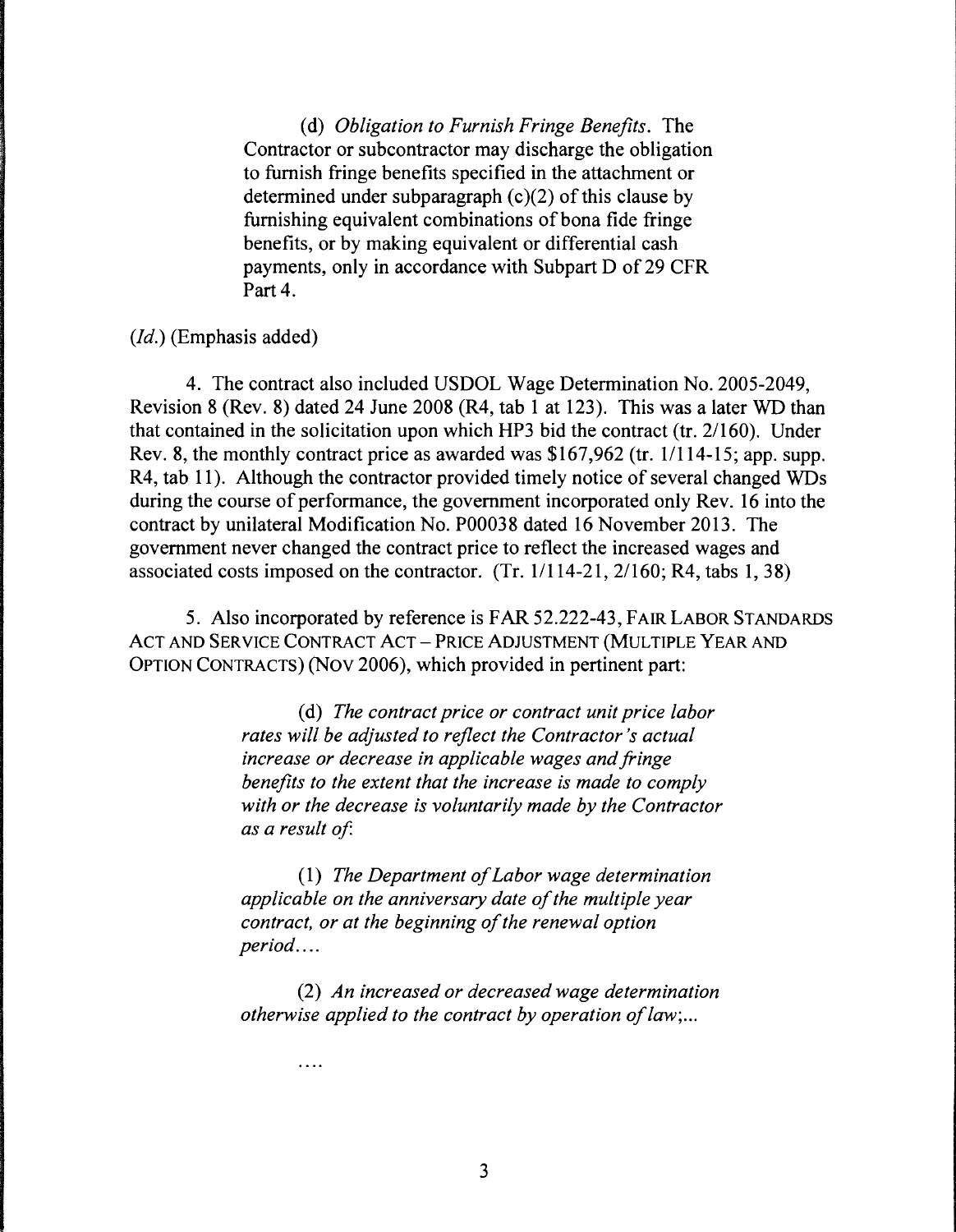> (d) *Obligation to Furnish Fringe Benefits*. The Contractor or subcontractor may discharge the obligation to furnish fringe benefits specified in the attachment or determined under subparagraph (c)(2) of this clause by furnishing equivalent combinations of bona fide fringe benefits, or by making equivalent or differential cash payments, only in accordance with Subpart D of 29 CFR Part 4.

(*Id.*) (Emphasis added)

4. The contract also included USDOL Wage Determination No. 2005-2049, Revision 8 (Rev. 8) dated 24 June 2008 (R4, tab 1 at 123). This was a later WD than that contained in the solicitation upon which HP3 bid the contract (tr. 2/160). Under Rev. 8, the monthly contract price as awarded was $167,962 (tr. 1/114-15; app. supp. R4, tab 11). Although the contractor provided timely notice of several changed WDs during the course of performance, the government incorporated only Rev. 16 into the contract by unilateral Modification No. P00038 dated 16 November 2013. The government never changed the contract price to reflect the increased wages and associated costs imposed on the contractor. (Tr. 1/114-21, 2/160; R4, tabs 1, 38)

5. Also incorporated by reference is FAR 52.222-43, FAIR LABOR STANDARDS ACT AND SERVICE CONTRACT ACT – PRICE ADJUSTMENT (MULTIPLE YEAR AND OPTION CONTRACTS) (NOV 2006), which provided in pertinent part:

> (d) *The contract price or contract unit price labor rates will be adjusted to reflect the Contractor's actual increase or decrease in applicable wages and fringe benefits to the extent that the increase is made to comply with or the decrease is voluntarily made by the Contractor as a result of*:
>
> (1) *The Department of Labor wage determination applicable on the anniversary date of the multiple year contract, or at the beginning of the renewal option period....*
>
> (2) *An increased or decreased wage determination otherwise applied to the contract by operation of law;...*
>
> ....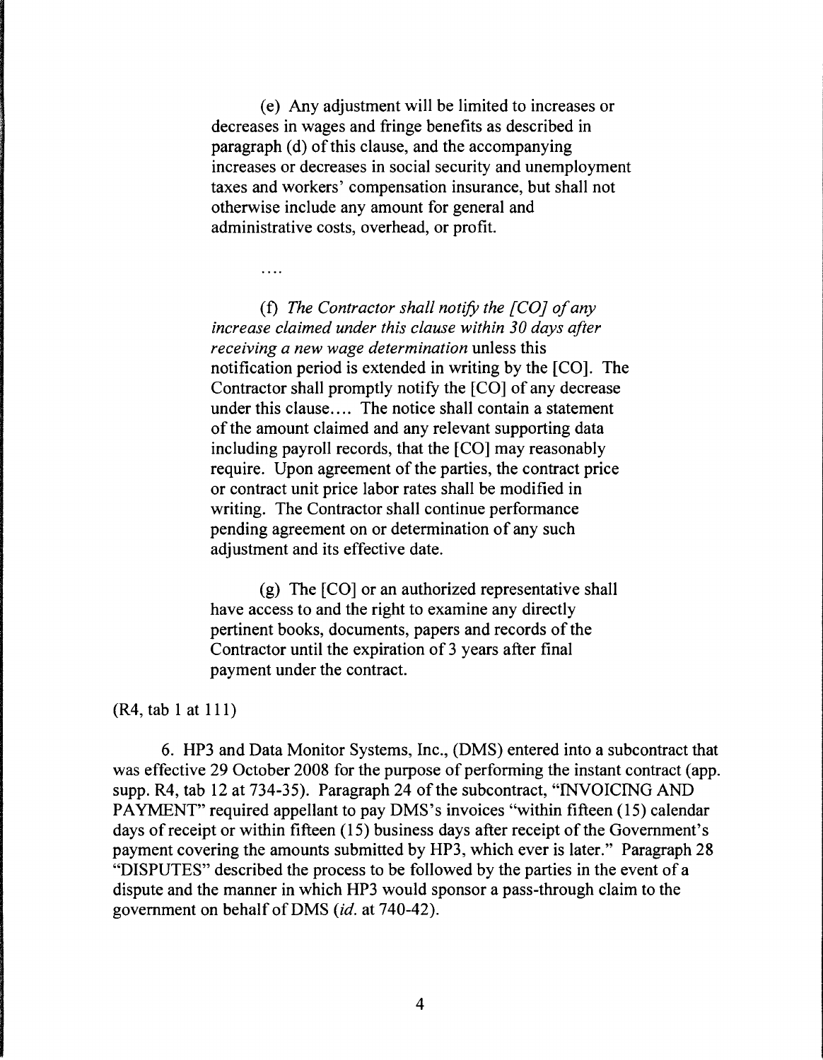(e) Any adjustment will be limited to increases or decreases in wages and fringe benefits as described in paragraph (d) of this clause, and the accompanying increases or decreases in social security and unemployment taxes and workers' compensation insurance, but shall not otherwise include any amount for general and administrative costs, overhead, or profit.

....

(f) *The Contractor shall notify the [CO] of any increase claimed under this clause within 30 days after receiving a new wage determination* unless this notification period is extended in writing by the [CO]. The Contractor shall promptly notify the [CO] of any decrease under this clause.... The notice shall contain a statement of the amount claimed and any relevant supporting data including payroll records, that the [CO] may reasonably require. Upon agreement of the parties, the contract price or contract unit price labor rates shall be modified in writing. The Contractor shall continue performance pending agreement on or determination of any such adjustment and its effective date.

(g) The [CO] or an authorized representative shall have access to and the right to examine any directly pertinent books, documents, papers and records of the Contractor until the expiration of 3 years after final payment under the contract.

(R4, tab 1 at 111)

6. HP3 and Data Monitor Systems, Inc., (DMS) entered into a subcontract that was effective 29 October 2008 for the purpose of performing the instant contract (app. supp. R4, tab 12 at 734-35). Paragraph 24 of the subcontract, "INVOICING AND PAYMENT" required appellant to pay DMS's invoices "within fifteen (15) calendar days of receipt or within fifteen (15) business days after receipt of the Government's payment covering the amounts submitted by HP3, which ever is later." Paragraph 28 "DISPUTES" described the process to be followed by the parties in the event of a dispute and the manner in which HP3 would sponsor a pass-through claim to the government on behalf of DMS (*id.* at 740-42).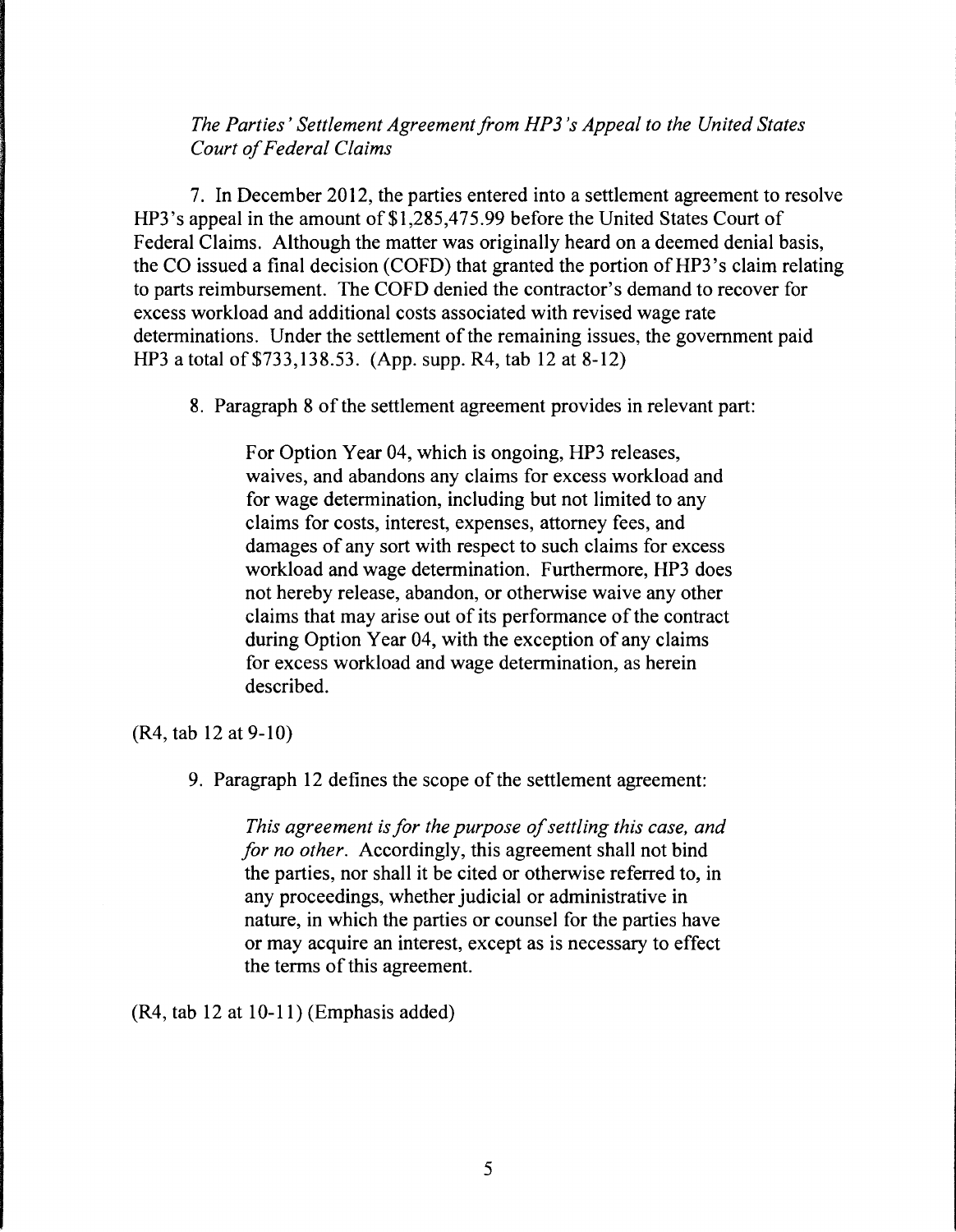*The Parties' Settlement Agreement from HP3's Appeal to the United States Court of Federal Claims*

7. In December 2012, the parties entered into a settlement agreement to resolve HP3's appeal in the amount of $1,285,475.99 before the United States Court of Federal Claims. Although the matter was originally heard on a deemed denial basis, the CO issued a final decision (COFD) that granted the portion of HP3's claim relating to parts reimbursement. The COFD denied the contractor's demand to recover for excess workload and additional costs associated with revised wage rate determinations. Under the settlement of the remaining issues, the government paid HP3 a total of $733,138.53. (App. supp. R4, tab 12 at 8-12)

8. Paragraph 8 of the settlement agreement provides in relevant part:

> For Option Year 04, which is ongoing, HP3 releases, waives, and abandons any claims for excess workload and for wage determination, including but not limited to any claims for costs, interest, expenses, attorney fees, and damages of any sort with respect to such claims for excess workload and wage determination. Furthermore, HP3 does not hereby release, abandon, or otherwise waive any other claims that may arise out of its performance of the contract during Option Year 04, with the exception of any claims for excess workload and wage determination, as herein described.

(R4, tab 12 at 9-10)

9. Paragraph 12 defines the scope of the settlement agreement:

> *This agreement is for the purpose of settling this case, and for no other.* Accordingly, this agreement shall not bind the parties, nor shall it be cited or otherwise referred to, in any proceedings, whether judicial or administrative in nature, in which the parties or counsel for the parties have or may acquire an interest, except as is necessary to effect the terms of this agreement.

(R4, tab 12 at 10-11) (Emphasis added)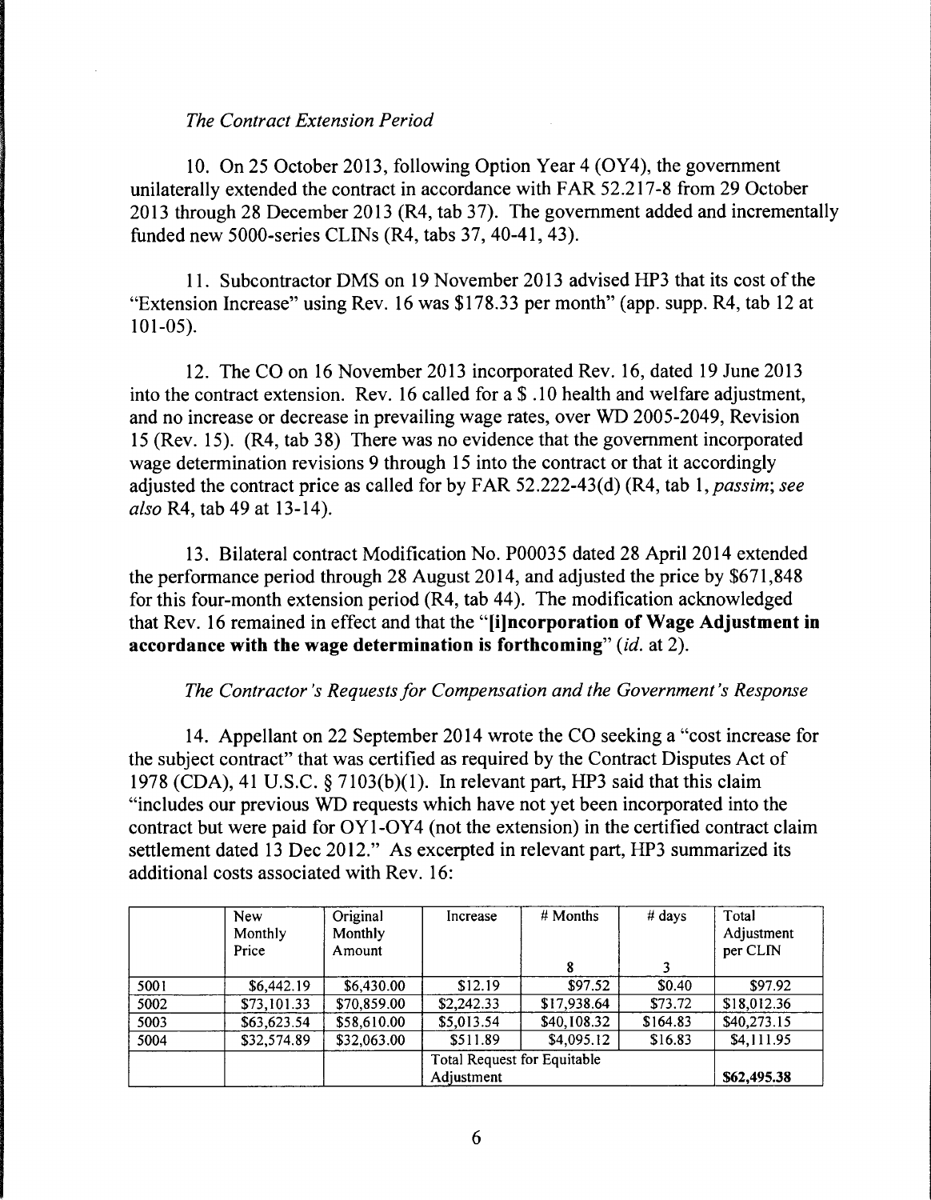*The Contract Extension Period*

10. On 25 October 2013, following Option Year 4 (OY4), the government unilaterally extended the contract in accordance with FAR 52.217-8 from 29 October 2013 through 28 December 2013 (R4, tab 37). The government added and incrementally funded new 5000-series CLINs (R4, tabs 37, 40-41, 43).

11. Subcontractor DMS on 19 November 2013 advised HP3 that its cost of the "Extension Increase" using Rev. 16 was $178.33 per month" (app. supp. R4, tab 12 at 101-05).

12. The CO on 16 November 2013 incorporated Rev. 16, dated 19 June 2013 into the contract extension. Rev. 16 called for a $ .10 health and welfare adjustment, and no increase or decrease in prevailing wage rates, over WD 2005-2049, Revision 15 (Rev. 15). (R4, tab 38) There was no evidence that the government incorporated wage determination revisions 9 through 15 into the contract or that it accordingly adjusted the contract price as called for by FAR 52.222-43(d) (R4, tab 1, *passim*; *see also* R4, tab 49 at 13-14).

13. Bilateral contract Modification No. P00035 dated 28 April 2014 extended the performance period through 28 August 2014, and adjusted the price by $671,848 for this four-month extension period (R4, tab 44). The modification acknowledged that Rev. 16 remained in effect and that the "**[i]ncorporation of Wage Adjustment in accordance with the wage determination is forthcoming**" (*id.* at 2).

*The Contractor's Requests for Compensation and the Government's Response*

14. Appellant on 22 September 2014 wrote the CO seeking a "cost increase for the subject contract" that was certified as required by the Contract Disputes Act of 1978 (CDA), 41 U.S.C. § 7103(b)(1). In relevant part, HP3 said that this claim "includes our previous WD requests which have not yet been incorporated into the contract but were paid for OY1-OY4 (not the extension) in the certified contract claim settlement dated 13 Dec 2012." As excerpted in relevant part, HP3 summarized its additional costs associated with Rev. 16:

| | New Monthly Price | Original Monthly Amount | Increase | # Months 8 | # days 3 | Total Adjustment per CLIN |
|---|---|---|---|---|---|---|
| 5001 | $6,442.19 | $6,430.00 | $12.19 | $97.52 | $0.40 | $97.92 |
| 5002 | $73,101.33 | $70,859.00 | $2,242.33 | $17,938.64 | $73.72 | $18,012.36 |
| 5003 | $63,623.54 | $58,610.00 | $5,013.54 | $40,108.32 | $164.83 | $40,273.15 |
| 5004 | $32,574.89 | $32,063.00 | $511.89 | $4,095.12 | $16.83 | $4,111.95 |
| | | | Total Request for Equitable Adjustment | | | **$62,495.38** |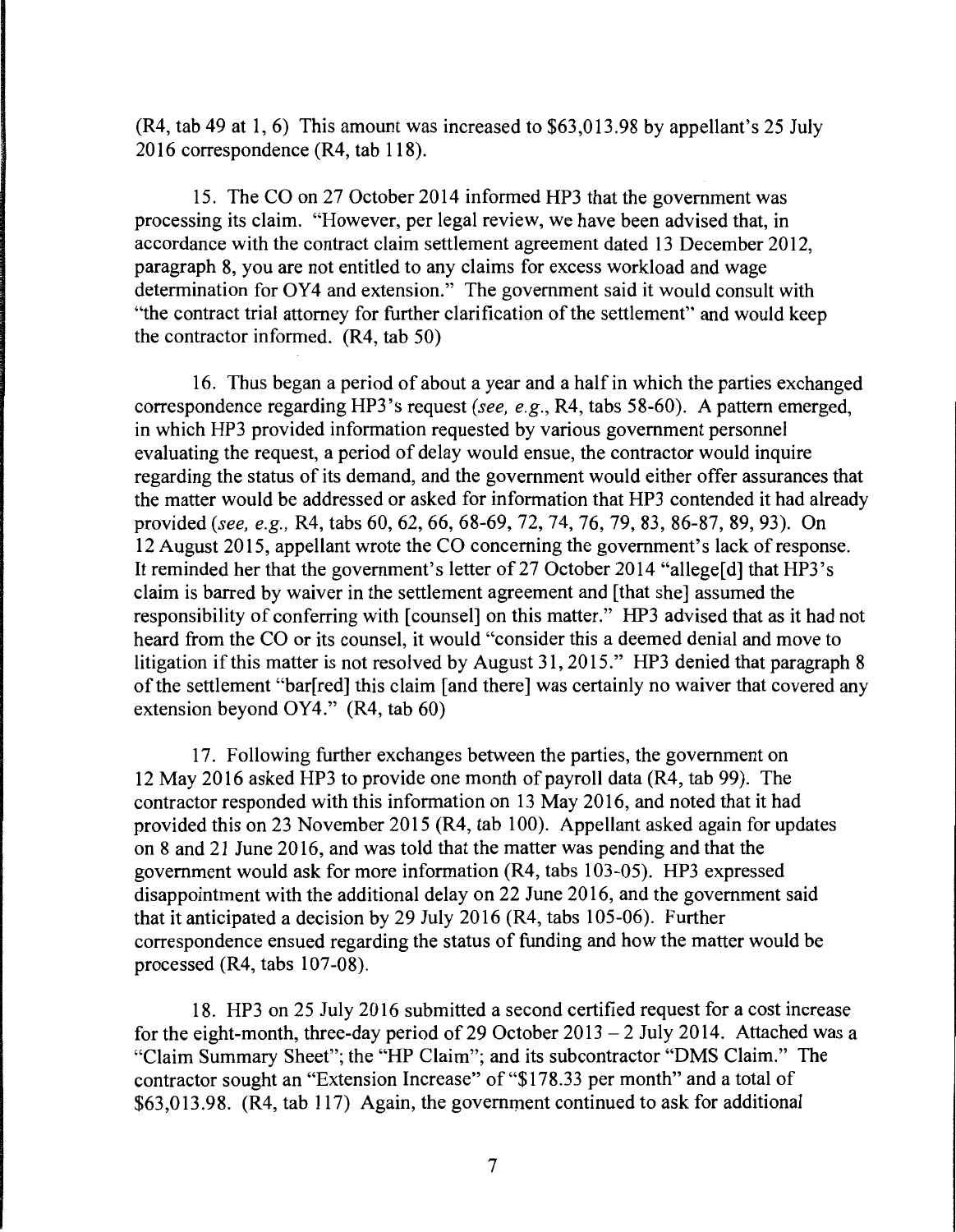(R4, tab 49 at 1, 6) This amount was increased to $63,013.98 by appellant's 25 July 2016 correspondence (R4, tab 118).

15. The CO on 27 October 2014 informed HP3 that the government was processing its claim. "However, per legal review, we have been advised that, in accordance with the contract claim settlement agreement dated 13 December 2012, paragraph 8, you are not entitled to any claims for excess workload and wage determination for OY4 and extension." The government said it would consult with "the contract trial attorney for further clarification of the settlement" and would keep the contractor informed. (R4, tab 50)

16. Thus began a period of about a year and a half in which the parties exchanged correspondence regarding HP3's request (*see, e.g.*, R4, tabs 58-60). A pattern emerged, in which HP3 provided information requested by various government personnel evaluating the request, a period of delay would ensue, the contractor would inquire regarding the status of its demand, and the government would either offer assurances that the matter would be addressed or asked for information that HP3 contended it had already provided (*see, e.g.*, R4, tabs 60, 62, 66, 68-69, 72, 74, 76, 79, 83, 86-87, 89, 93). On 12 August 2015, appellant wrote the CO concerning the government's lack of response. It reminded her that the government's letter of 27 October 2014 "allege[d] that HP3's claim is barred by waiver in the settlement agreement and [that she] assumed the responsibility of conferring with [counsel] on this matter." HP3 advised that as it had not heard from the CO or its counsel, it would "consider this a deemed denial and move to litigation if this matter is not resolved by August 31, 2015." HP3 denied that paragraph 8 of the settlement "bar[red] this claim [and there] was certainly no waiver that covered any extension beyond OY4." (R4, tab 60)

17. Following further exchanges between the parties, the government on 12 May 2016 asked HP3 to provide one month of payroll data (R4, tab 99). The contractor responded with this information on 13 May 2016, and noted that it had provided this on 23 November 2015 (R4, tab 100). Appellant asked again for updates on 8 and 21 June 2016, and was told that the matter was pending and that the government would ask for more information (R4, tabs 103-05). HP3 expressed disappointment with the additional delay on 22 June 2016, and the government said that it anticipated a decision by 29 July 2016 (R4, tabs 105-06). Further correspondence ensued regarding the status of funding and how the matter would be processed (R4, tabs 107-08).

18. HP3 on 25 July 2016 submitted a second certified request for a cost increase for the eight-month, three-day period of 29 October 2013 – 2 July 2014. Attached was a "Claim Summary Sheet"; the "HP Claim"; and its subcontractor "DMS Claim." The contractor sought an "Extension Increase" of "$178.33 per month" and a total of $63,013.98. (R4, tab 117) Again, the government continued to ask for additional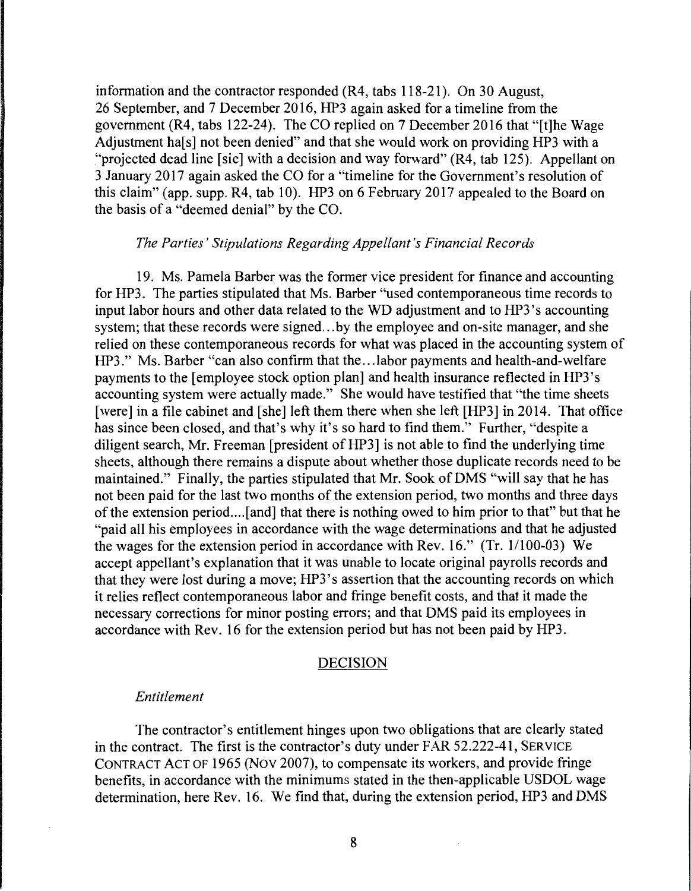information and the contractor responded (R4, tabs 118-21). On 30 August, 26 September, and 7 December 2016, HP3 again asked for a timeline from the government (R4, tabs 122-24). The CO replied on 7 December 2016 that "[t]he Wage Adjustment ha[s] not been denied" and that she would work on providing HP3 with a "projected dead line [sic] with a decision and way forward" (R4, tab 125). Appellant on 3 January 2017 again asked the CO for a "timeline for the Government's resolution of this claim" (app. supp. R4, tab 10). HP3 on 6 February 2017 appealed to the Board on the basis of a "deemed denial" by the CO.

*The Parties' Stipulations Regarding Appellant's Financial Records*

19. Ms. Pamela Barber was the former vice president for finance and accounting for HP3. The parties stipulated that Ms. Barber "used contemporaneous time records to input labor hours and other data related to the WD adjustment and to HP3's accounting system; that these records were signed...by the employee and on-site manager, and she relied on these contemporaneous records for what was placed in the accounting system of HP3." Ms. Barber "can also confirm that the...labor payments and health-and-welfare payments to the [employee stock option plan] and health insurance reflected in HP3's accounting system were actually made." She would have testified that "the time sheets [were] in a file cabinet and [she] left them there when she left [HP3] in 2014. That office has since been closed, and that's why it's so hard to find them." Further, "despite a diligent search, Mr. Freeman [president of HP3] is not able to find the underlying time sheets, although there remains a dispute about whether those duplicate records need to be maintained." Finally, the parties stipulated that Mr. Sook of DMS "will say that he has not been paid for the last two months of the extension period, two months and three days of the extension period....[and] that there is nothing owed to him prior to that" but that he "paid all his employees in accordance with the wage determinations and that he adjusted the wages for the extension period in accordance with Rev. 16." (Tr. 1/100-03) We accept appellant's explanation that it was unable to locate original payrolls records and that they were lost during a move; HP3's assertion that the accounting records on which it relies reflect contemporaneous labor and fringe benefit costs, and that it made the necessary corrections for minor posting errors; and that DMS paid its employees in accordance with Rev. 16 for the extension period but has not been paid by HP3.

## DECISION

*Entitlement*

The contractor's entitlement hinges upon two obligations that are clearly stated in the contract. The first is the contractor's duty under FAR 52.222-41, SERVICE CONTRACT ACT OF 1965 (NOV 2007), to compensate its workers, and provide fringe benefits, in accordance with the minimums stated in the then-applicable USDOL wage determination, here Rev. 16. We find that, during the extension period, HP3 and DMS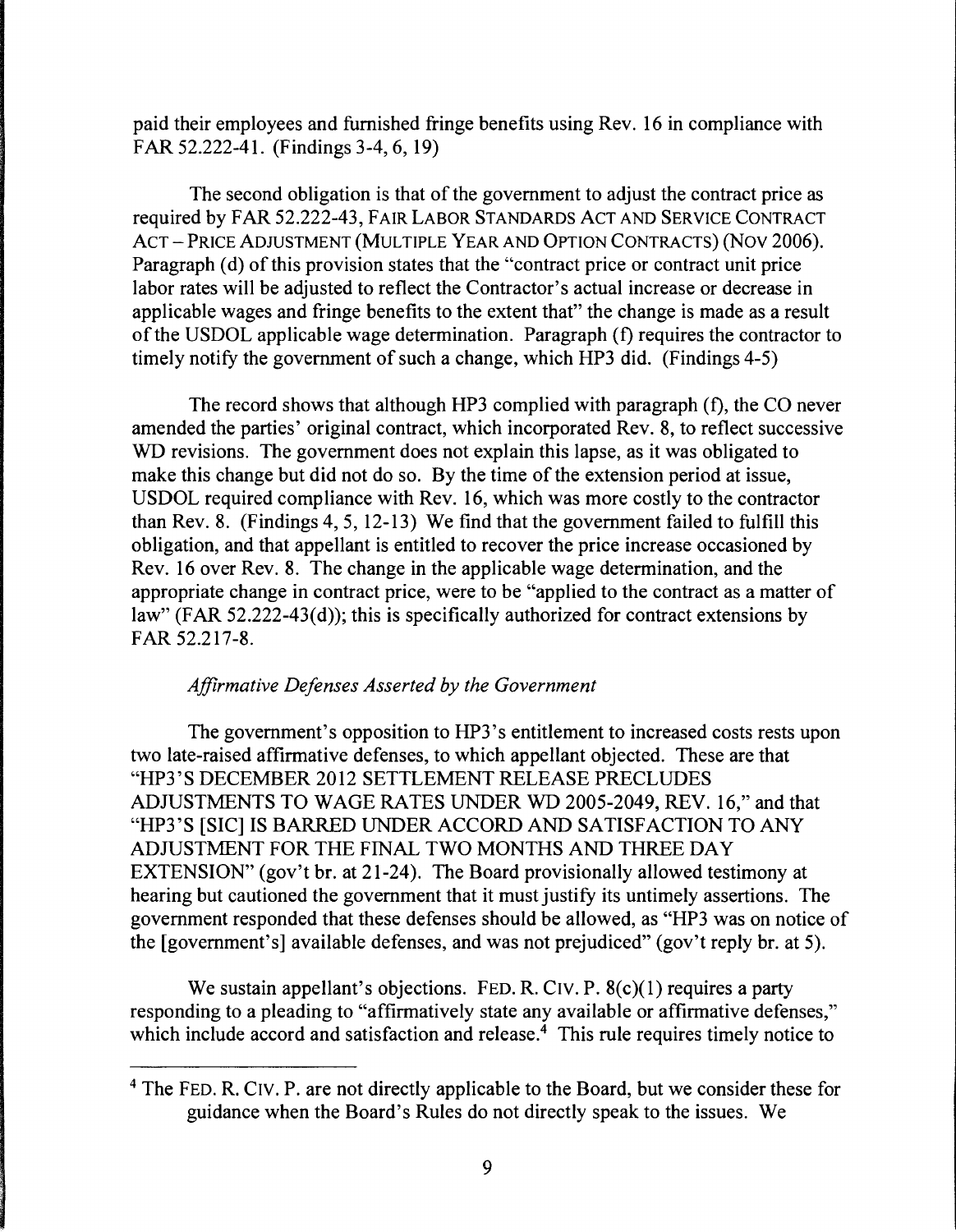paid their employees and furnished fringe benefits using Rev. 16 in compliance with FAR 52.222-41. (Findings 3-4, 6, 19)

The second obligation is that of the government to adjust the contract price as required by FAR 52.222-43, FAIR LABOR STANDARDS ACT AND SERVICE CONTRACT ACT – PRICE ADJUSTMENT (MULTIPLE YEAR AND OPTION CONTRACTS) (NOV 2006). Paragraph (d) of this provision states that the "contract price or contract unit price labor rates will be adjusted to reflect the Contractor's actual increase or decrease in applicable wages and fringe benefits to the extent that" the change is made as a result of the USDOL applicable wage determination. Paragraph (f) requires the contractor to timely notify the government of such a change, which HP3 did. (Findings 4-5)

The record shows that although HP3 complied with paragraph (f), the CO never amended the parties' original contract, which incorporated Rev. 8, to reflect successive WD revisions. The government does not explain this lapse, as it was obligated to make this change but did not do so. By the time of the extension period at issue, USDOL required compliance with Rev. 16, which was more costly to the contractor than Rev. 8. (Findings 4, 5, 12-13) We find that the government failed to fulfill this obligation, and that appellant is entitled to recover the price increase occasioned by Rev. 16 over Rev. 8. The change in the applicable wage determination, and the appropriate change in contract price, were to be "applied to the contract as a matter of law" (FAR 52.222-43(d)); this is specifically authorized for contract extensions by FAR 52.217-8.

*Affirmative Defenses Asserted by the Government*

The government's opposition to HP3's entitlement to increased costs rests upon two late-raised affirmative defenses, to which appellant objected. These are that "HP3'S DECEMBER 2012 SETTLEMENT RELEASE PRECLUDES ADJUSTMENTS TO WAGE RATES UNDER WD 2005-2049, REV. 16," and that "HP3'S [SIC] IS BARRED UNDER ACCORD AND SATISFACTION TO ANY ADJUSTMENT FOR THE FINAL TWO MONTHS AND THREE DAY EXTENSION" (gov't br. at 21-24). The Board provisionally allowed testimony at hearing but cautioned the government that it must justify its untimely assertions. The government responded that these defenses should be allowed, as "HP3 was on notice of the [government's] available defenses, and was not prejudiced" (gov't reply br. at 5).

We sustain appellant's objections. FED. R. CIV. P. 8(c)(1) requires a party responding to a pleading to "affirmatively state any available or affirmative defenses," which include accord and satisfaction and release.[4] This rule requires timely notice to

---

[4] The FED. R. CIV. P. are not directly applicable to the Board, but we consider these for guidance when the Board's Rules do not directly speak to the issues. We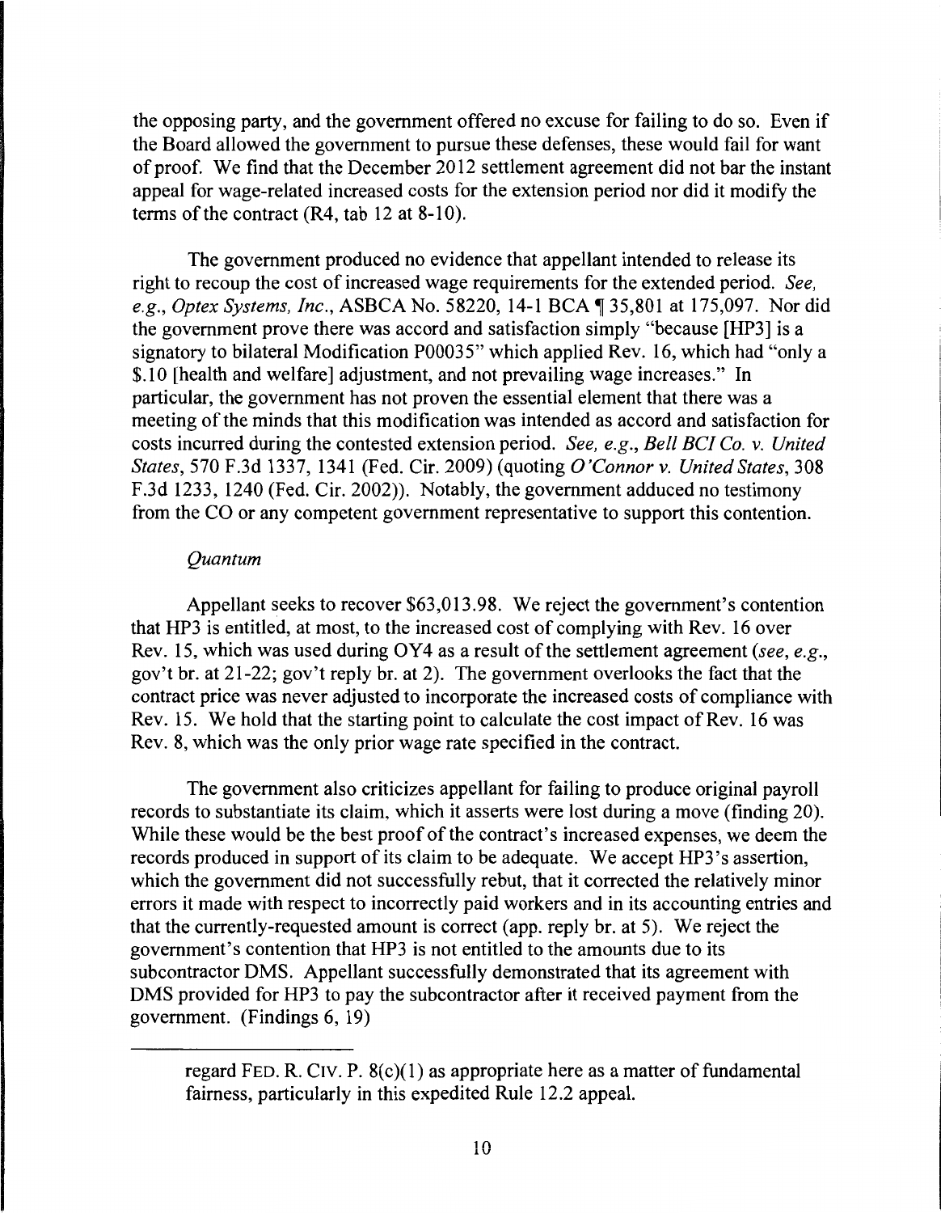the opposing party, and the government offered no excuse for failing to do so. Even if the Board allowed the government to pursue these defenses, these would fail for want of proof. We find that the December 2012 settlement agreement did not bar the instant appeal for wage-related increased costs for the extension period nor did it modify the terms of the contract (R4, tab 12 at 8-10).

The government produced no evidence that appellant intended to release its right to recoup the cost of increased wage requirements for the extended period. *See, e.g., Optex Systems, Inc.*, ASBCA No. 58220, 14-1 BCA ¶ 35,801 at 175,097. Nor did the government prove there was accord and satisfaction simply "because [HP3] is a signatory to bilateral Modification P00035" which applied Rev. 16, which had "only a $.10 [health and welfare] adjustment, and not prevailing wage increases." In particular, the government has not proven the essential element that there was a meeting of the minds that this modification was intended as accord and satisfaction for costs incurred during the contested extension period. *See, e.g., Bell BCI Co. v. United States*, 570 F.3d 1337, 1341 (Fed. Cir. 2009) (quoting *O'Connor v. United States*, 308 F.3d 1233, 1240 (Fed. Cir. 2002)). Notably, the government adduced no testimony from the CO or any competent government representative to support this contention.

*Quantum*

Appellant seeks to recover $63,013.98. We reject the government's contention that HP3 is entitled, at most, to the increased cost of complying with Rev. 16 over Rev. 15, which was used during OY4 as a result of the settlement agreement (*see, e.g.*, gov't br. at 21-22; gov't reply br. at 2). The government overlooks the fact that the contract price was never adjusted to incorporate the increased costs of compliance with Rev. 15. We hold that the starting point to calculate the cost impact of Rev. 16 was Rev. 8, which was the only prior wage rate specified in the contract.

The government also criticizes appellant for failing to produce original payroll records to substantiate its claim, which it asserts were lost during a move (finding 20). While these would be the best proof of the contract's increased expenses, we deem the records produced in support of its claim to be adequate. We accept HP3's assertion, which the government did not successfully rebut, that it corrected the relatively minor errors it made with respect to incorrectly paid workers and in its accounting entries and that the currently-requested amount is correct (app. reply br. at 5). We reject the government's contention that HP3 is not entitled to the amounts due to its subcontractor DMS. Appellant successfully demonstrated that its agreement with DMS provided for HP3 to pay the subcontractor after it received payment from the government. (Findings 6, 19)

---

regard FED. R. CIV. P. 8(c)(1) as appropriate here as a matter of fundamental fairness, particularly in this expedited Rule 12.2 appeal.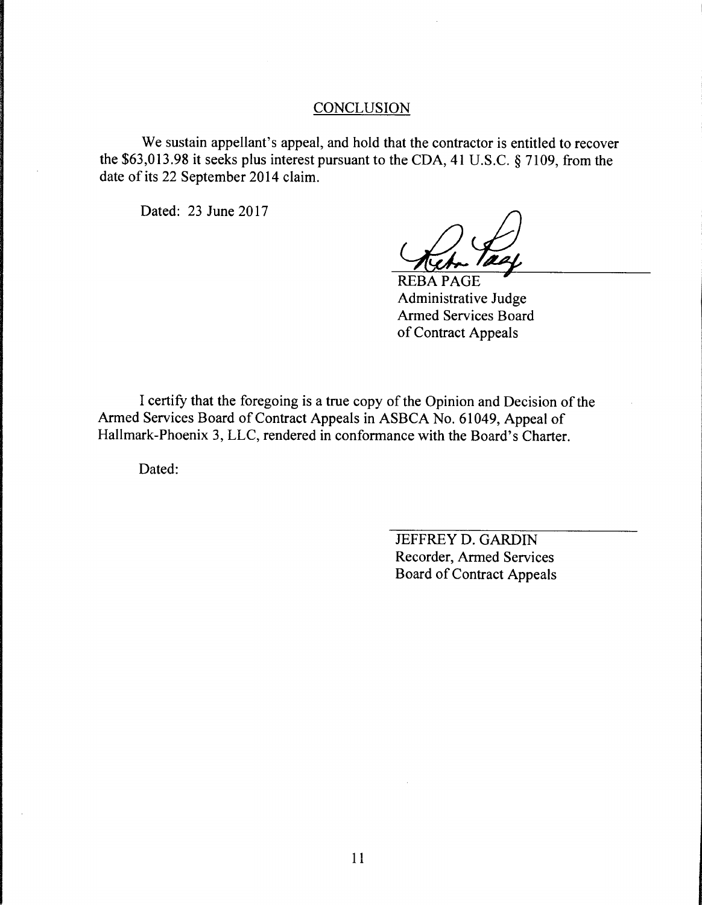## CONCLUSION

We sustain appellant's appeal, and hold that the contractor is entitled to recover the $63,013.98 it seeks plus interest pursuant to the CDA, 41 U.S.C. § 7109, from the date of its 22 September 2014 claim.

Dated: 23 June 2017

REBA PAGE
Administrative Judge
Armed Services Board
of Contract Appeals

I certify that the foregoing is a true copy of the Opinion and Decision of the Armed Services Board of Contract Appeals in ASBCA No. 61049, Appeal of Hallmark-Phoenix 3, LLC, rendered in conformance with the Board's Charter.

Dated:

JEFFREY D. GARDIN
Recorder, Armed Services
Board of Contract Appeals